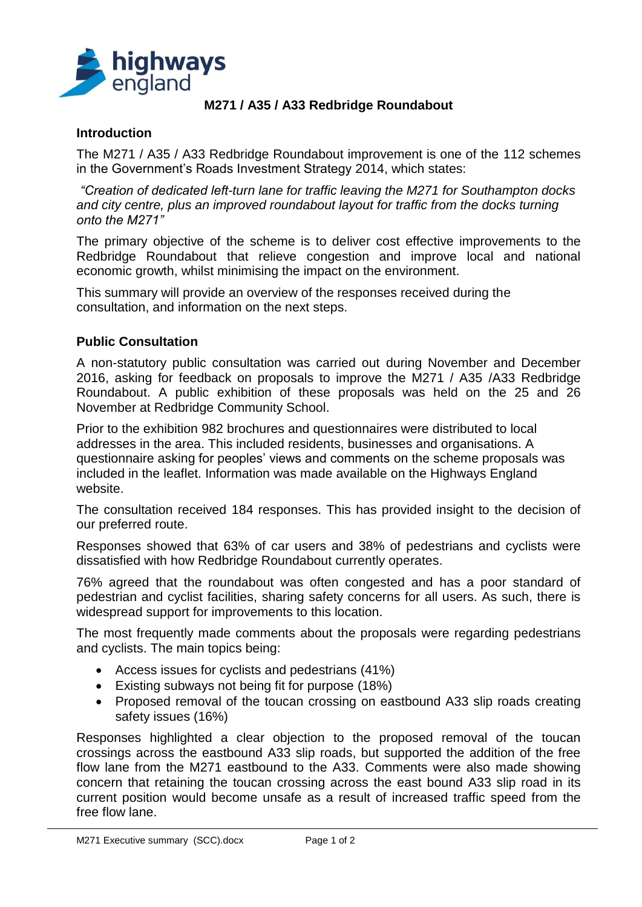# M271 / A35 / A33 Redbridge Roundabout

## Introduction

The M271 / A35 / A33 Redbridge Roundabout improvement is one of the 112 schemes in the Government's Roads Investment Strategy 2014, which states:

*"Creation of dedicated left-turn lane for traffic leaving the M271 for Southampton docks and city centre, plus an improved roundabout layout for traffic from the docks turning onto the M271"*

The primary objective of the scheme is to deliver cost effective improvements to the Redbridge Roundabout that relieve congestion and improve local and national economic growth, whilst minimising the impact on the environment.

This summary will provide an overview of the responses received during the consultation, and information on the next steps.

## Public Consultation

A non-statutory public consultation was carried out during November and December 2016, asking for feedback on proposals to improve the M271 / A35 /A33 Redbridge Roundabout. A public exhibition of these proposals was held on the 25 and 26 November at Redbridge Community School.

Prior to the exhibition 982 brochures and questionnaires were distributed to local addresses in the area. This included residents, businesses and organisations. A questionnaire asking for peoples' views and comments on the scheme proposals was included in the leaflet. Information was made available on the Highways England website.

The consultation received 184 responses. This has provided insight to the decision of our preferred route.

Responses showed that 63% of car users and 38% of pedestrians and cyclists were dissatisfied with how Redbridge Roundabout currently operates.

76% agreed that the roundabout was often congested and has a poor standard of pedestrian and cyclist facilities, sharing safety concerns for all users. As such, there is widespread support for improvements to this location.

The most frequently made comments about the proposals were regarding pedestrians and cyclists. The main topics being:

- Access issues for cyclists and pedestrians (41%)
- Existing subways not being fit for purpose (18%)
- Proposed removal of the toucan crossing on eastbound A33 slip roads creating safety issues (16%)

Responses highlighted a clear objection to the proposed removal of the toucan crossings across the eastbound A33 slip roads, but supported the addition of the free flow lane from the M271 eastbound to the A33. Comments were also made showing concern that retaining the toucan crossing across the east bound A33 slip road in its current position would become unsafe as a result of increased traffic speed from the free flow lane.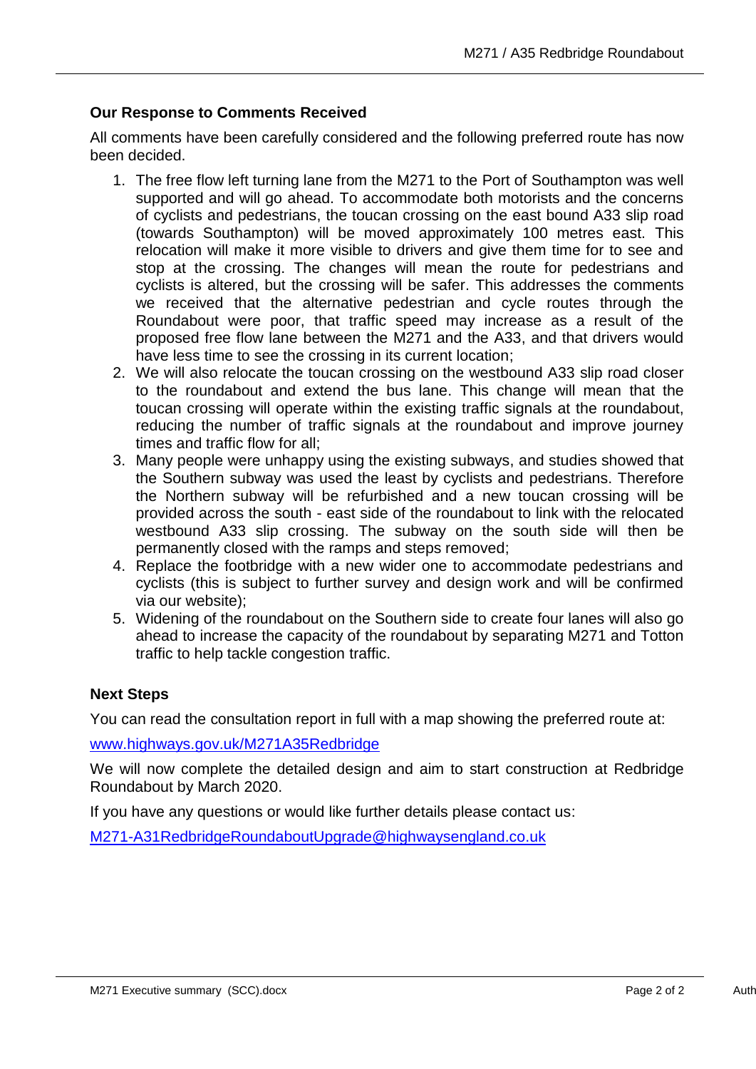## Our Response to Comments Received

All comments have been carefully considered and the following preferred route has now been decided.

1. The free flow left turning lane from the M271 to the Port of Southampton was well supported and will go ahead. To accommodate both motorists and the concerns of cyclists and pedestrians, the toucan crossing on the east bound A33 slip road (towards Southampton) will be moved approximately 100 metres east. This relocation will make it more visible to drivers and give them time for to see and stop at the crossing. The changes will mean the route for pedestrians and cyclists is altered, but the crossing will be safer. This addresses the comments we received that the alternative pedestrian and cycle routes through the Roundabout were poor, that traffic speed may increase as a result of the proposed free flow lane between the M271 and the A33, and that drivers would have less time to see the crossing in its current location;
2. We will also relocate the toucan crossing on the westbound A33 slip road closer to the roundabout and extend the bus lane. This change will mean that the toucan crossing will operate within the existing traffic signals at the roundabout, reducing the number of traffic signals at the roundabout and improve journey times and traffic flow for all;
3. Many people were unhappy using the existing subways, and studies showed that the Southern subway was used the least by cyclists and pedestrians. Therefore the Northern subway will be refurbished and a new toucan crossing will be provided across the south - east side of the roundabout to link with the relocated westbound A33 slip crossing. The subway on the south side will then be permanently closed with the ramps and steps removed;
4. Replace the footbridge with a new wider one to accommodate pedestrians and cyclists (this is subject to further survey and design work and will be confirmed via our website);
5. Widening of the roundabout on the Southern side to create four lanes will also go ahead to increase the capacity of the roundabout by separating M271 and Totton traffic to help tackle congestion traffic.

## Next Steps

You can read the consultation report in full with a map showing the preferred route at:

www.highways.gov.uk/M271A35Redbridge

We will now complete the detailed design and aim to start construction at Redbridge Roundabout by March 2020.

If you have any questions or would like further details please contact us:

M271-A31RedbridgeRoundaboutUpgrade@highwaysengland.co.uk